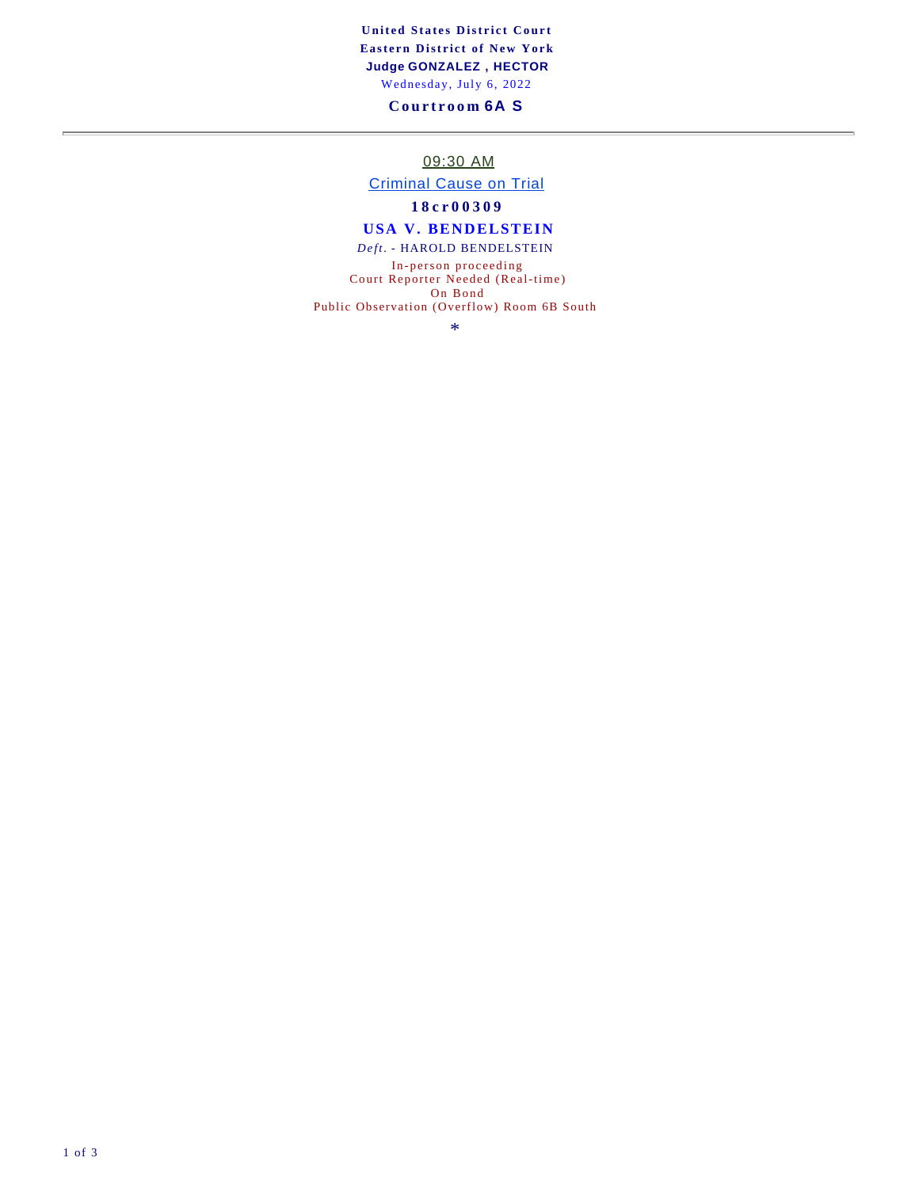**United States District Court**
**Eastern District of New York**
**Judge GONZALEZ , HECTOR**
Wednesday, July 6, 2022

**Courtroom 6A S**

---

09:30 AM

Criminal Cause on Trial

**18cr00309**

**USA V. BENDELSTEIN**

*Deft.* - HAROLD BENDELSTEIN

In-person proceeding
Court Reporter Needed (Real-time)
On Bond
Public Observation (Overflow) Room 6B South

*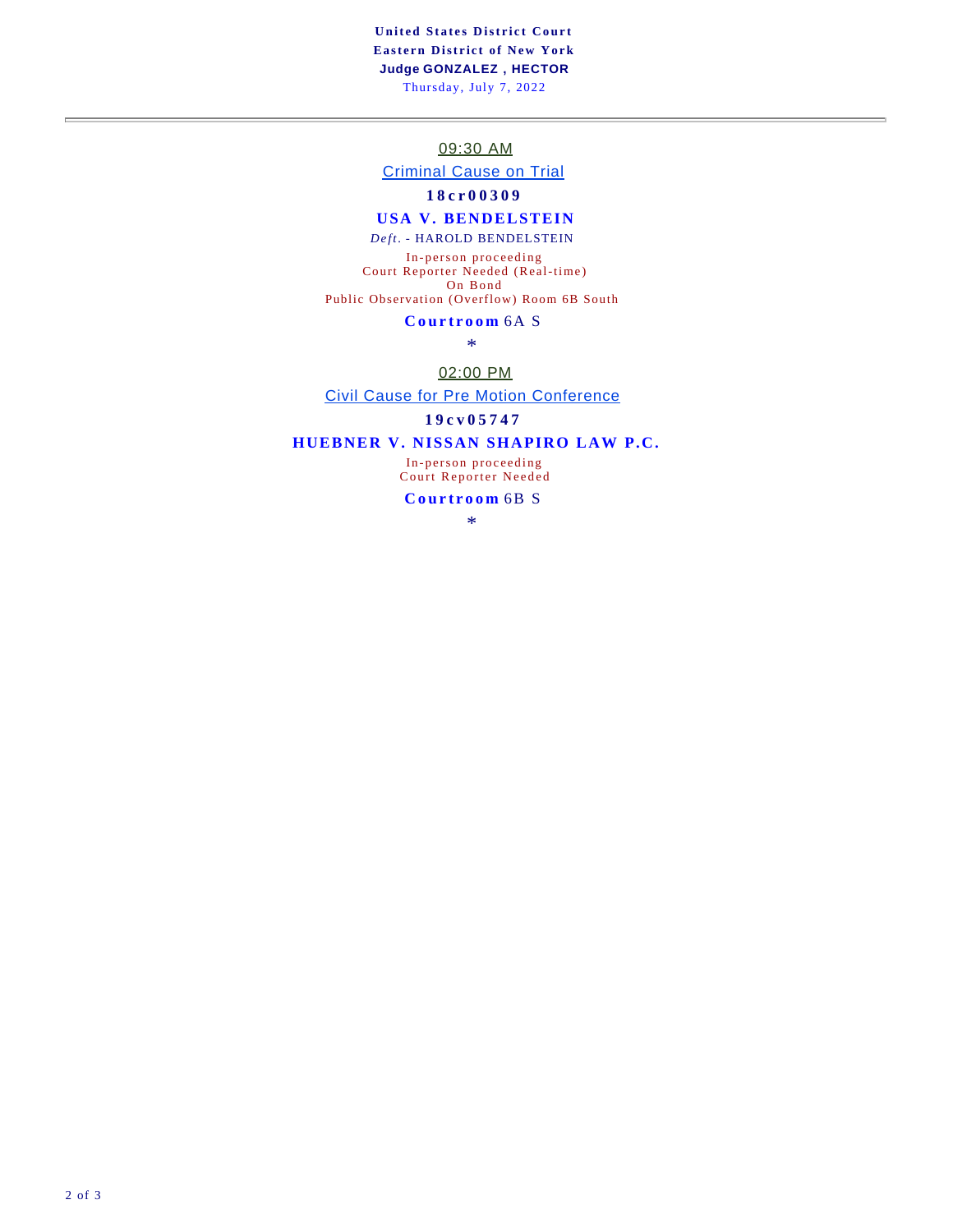**United States District Court**
**Eastern District of New York**
**Judge GONZALEZ , HECTOR**
Thursday, July 7, 2022

---

09:30 AM

Criminal Cause on Trial

**18cr00309**

**USA V. BENDELSTEIN**

*Deft.* - HAROLD BENDELSTEIN

In-person proceeding
Court Reporter Needed (Real-time)
On Bond
Public Observation (Overflow) Room 6B South

**Courtroom** 6A S

*

02:00 PM

Civil Cause for Pre Motion Conference

**19cv05747**

**HUEBNER V. NISSAN SHAPIRO LAW P.C.**

In-person proceeding
Court Reporter Needed

**Courtroom** 6B S

*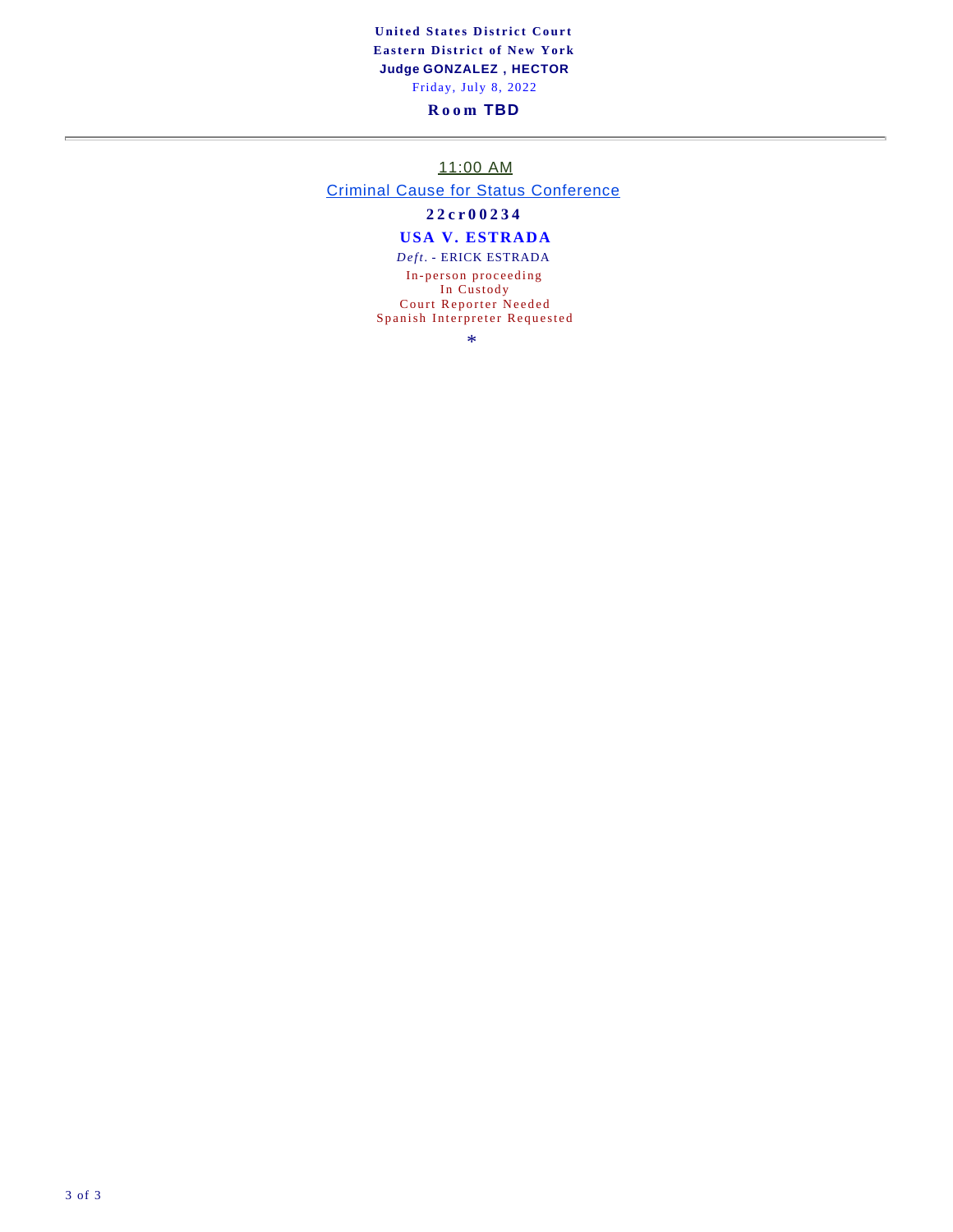**United States District Court**
**Eastern District of New York**
**Judge GONZALEZ , HECTOR**
Friday, July 8, 2022

**Room TBD**

---

11:00 AM

Criminal Cause for Status Conference

**22cr00234**

**USA V. ESTRADA**

*Deft.* - ERICK ESTRADA

In-person proceeding
In Custody
Court Reporter Needed
Spanish Interpreter Requested

*